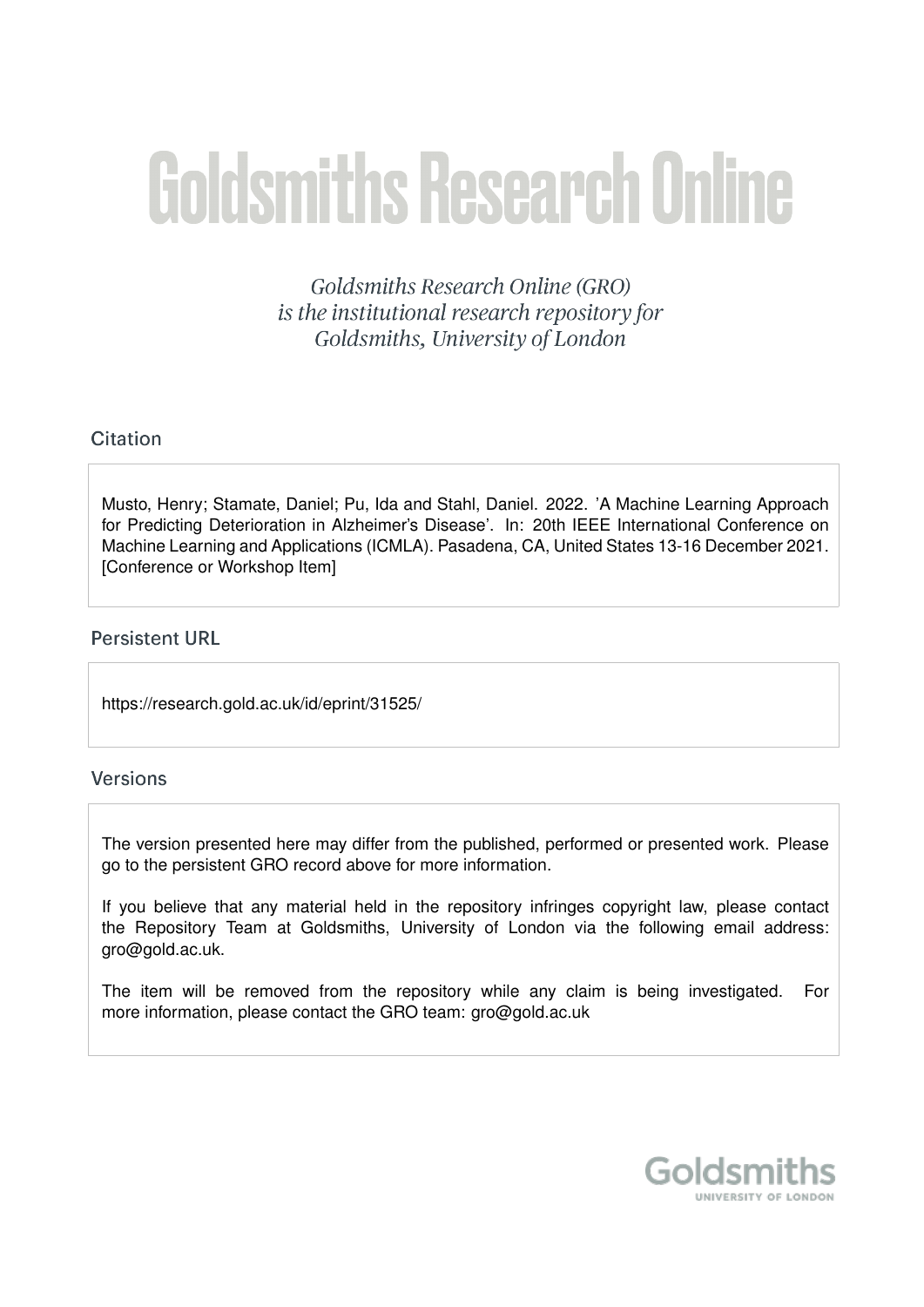# Goldsmiths Research Online

*Goldsmiths Research Online (GRO) is the institutional research repository for Goldsmiths, University of London*

## Citation

Musto, Henry; Stamate, Daniel; Pu, Ida and Stahl, Daniel. 2022. 'A Machine Learning Approach for Predicting Deterioration in Alzheimer's Disease'. In: 20th IEEE International Conference on Machine Learning and Applications (ICMLA). Pasadena, CA, United States 13-16 December 2021. [Conference or Workshop Item]

## Persistent URL

https://research.gold.ac.uk/id/eprint/31525/

## Versions

The version presented here may differ from the published, performed or presented work. Please go to the persistent GRO record above for more information.

If you believe that any material held in the repository infringes copyright law, please contact the Repository Team at Goldsmiths, University of London via the following email address: gro@gold.ac.uk.

The item will be removed from the repository while any claim is being investigated. For more information, please contact the GRO team: gro@gold.ac.uk

Goldsmiths
UNIVERSITY OF LONDON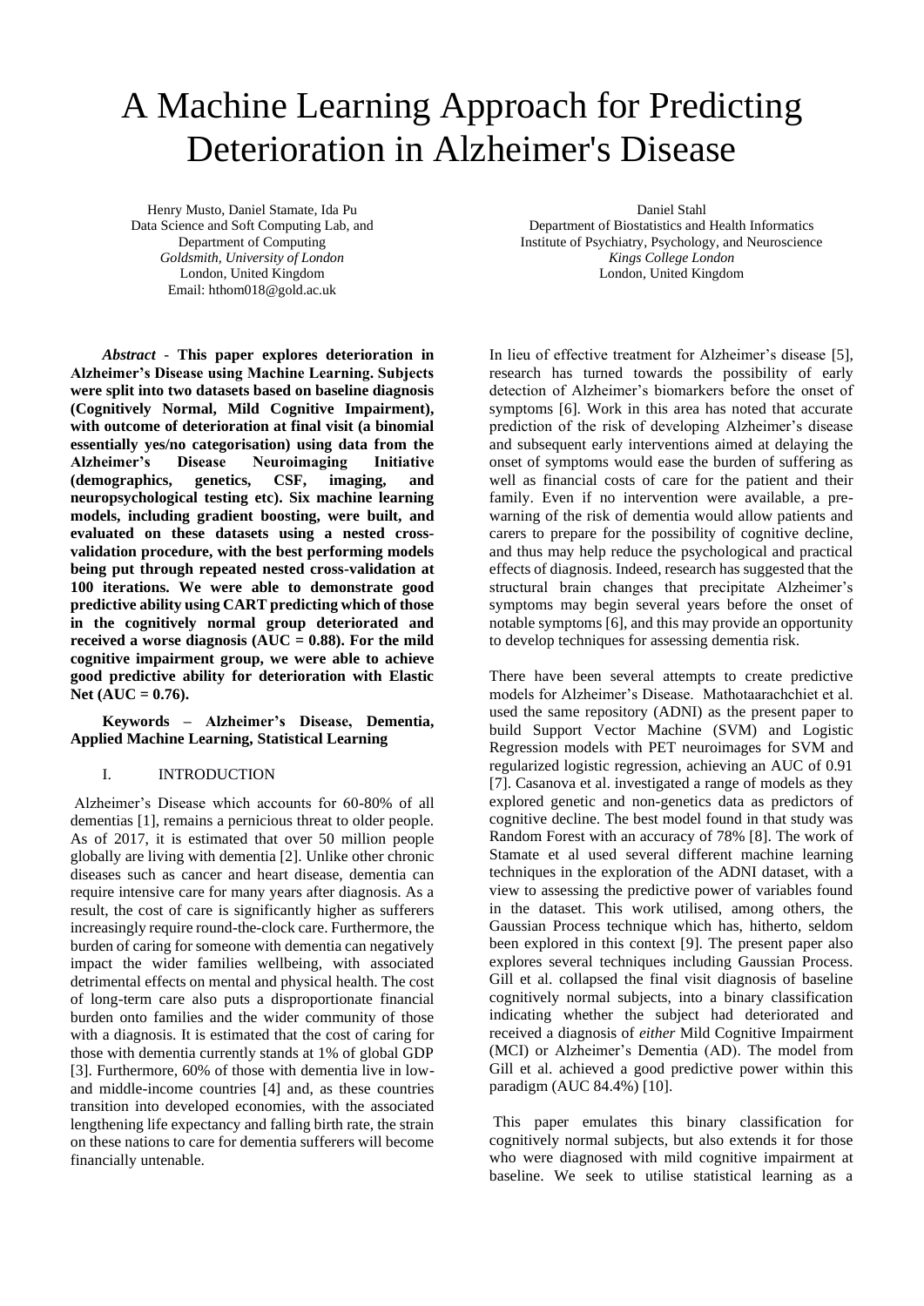# A Machine Learning Approach for Predicting Deterioration in Alzheimer's Disease

Henry Musto, Daniel Stamate, Ida Pu
Data Science and Soft Computing Lab, and Department of Computing
*Goldsmith, University of London*
London, United Kingdom
Email: hthom018@gold.ac.uk

Daniel Stahl
Department of Biostatistics and Health Informatics
Institute of Psychiatry, Psychology, and Neuroscience
*Kings College London*
London, United Kingdom

***Abstract*** - **This paper explores deterioration in Alzheimer's Disease using Machine Learning. Subjects were split into two datasets based on baseline diagnosis (Cognitively Normal, Mild Cognitive Impairment), with outcome of deterioration at final visit (a binomial essentially yes/no categorisation) using data from the Alzheimer's Disease Neuroimaging Initiative (demographics, genetics, CSF, imaging, and neuropsychological testing etc). Six machine learning models, including gradient boosting, were built, and evaluated on these datasets using a nested cross-validation procedure, with the best performing models being put through repeated nested cross-validation at 100 iterations. We were able to demonstrate good predictive ability using CART predicting which of those in the cognitively normal group deteriorated and received a worse diagnosis (AUC = 0.88). For the mild cognitive impairment group, we were able to achieve good predictive ability for deterioration with Elastic Net (AUC = 0.76).**

**Keywords – Alzheimer's Disease, Dementia, Applied Machine Learning, Statistical Learning**

## I. INTRODUCTION

Alzheimer's Disease which accounts for 60-80% of all dementias [1], remains a pernicious threat to older people. As of 2017, it is estimated that over 50 million people globally are living with dementia [2]. Unlike other chronic diseases such as cancer and heart disease, dementia can require intensive care for many years after diagnosis. As a result, the cost of care is significantly higher as sufferers increasingly require round-the-clock care. Furthermore, the burden of caring for someone with dementia can negatively impact the wider families wellbeing, with associated detrimental effects on mental and physical health. The cost of long-term care also puts a disproportionate financial burden onto families and the wider community of those with a diagnosis. It is estimated that the cost of caring for those with dementia currently stands at 1% of global GDP [3]. Furthermore, 60% of those with dementia live in low- and middle-income countries [4] and, as these countries transition into developed economies, with the associated lengthening life expectancy and falling birth rate, the strain on these nations to care for dementia sufferers will become financially untenable.

In lieu of effective treatment for Alzheimer's disease [5], research has turned towards the possibility of early detection of Alzheimer's biomarkers before the onset of symptoms [6]. Work in this area has noted that accurate prediction of the risk of developing Alzheimer's disease and subsequent early interventions aimed at delaying the onset of symptoms would ease the burden of suffering as well as financial costs of care for the patient and their family. Even if no intervention were available, a pre-warning of the risk of dementia would allow patients and carers to prepare for the possibility of cognitive decline, and thus may help reduce the psychological and practical effects of diagnosis. Indeed, research has suggested that the structural brain changes that precipitate Alzheimer's symptoms may begin several years before the onset of notable symptoms [6], and this may provide an opportunity to develop techniques for assessing dementia risk.

There have been several attempts to create predictive models for Alzheimer's Disease. Mathotaarachchiet et al. used the same repository (ADNI) as the present paper to build Support Vector Machine (SVM) and Logistic Regression models with PET neuroimages for SVM and regularized logistic regression, achieving an AUC of 0.91 [7]. Casanova et al. investigated a range of models as they explored genetic and non-genetics data as predictors of cognitive decline. The best model found in that study was Random Forest with an accuracy of 78% [8]. The work of Stamate et al used several different machine learning techniques in the exploration of the ADNI dataset, with a view to assessing the predictive power of variables found in the dataset. This work utilised, among others, the Gaussian Process technique which has, hitherto, seldom been explored in this context [9]. The present paper also explores several techniques including Gaussian Process. Gill et al. collapsed the final visit diagnosis of baseline cognitively normal subjects, into a binary classification indicating whether the subject had deteriorated and received a diagnosis of *either* Mild Cognitive Impairment (MCI) or Alzheimer's Dementia (AD). The model from Gill et al. achieved a good predictive power within this paradigm (AUC 84.4%) [10].

This paper emulates this binary classification for cognitively normal subjects, but also extends it for those who were diagnosed with mild cognitive impairment at baseline. We seek to utilise statistical learning as a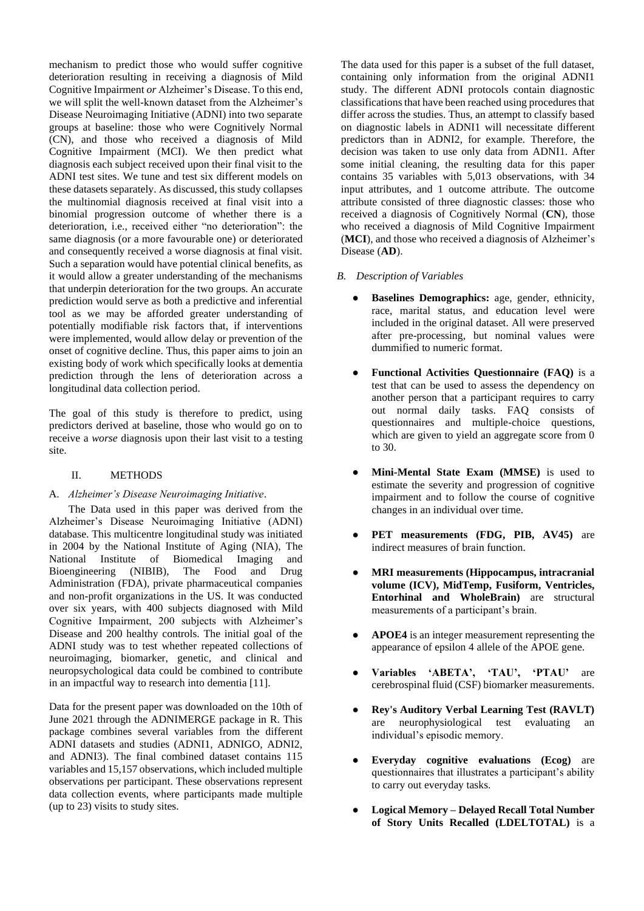mechanism to predict those who would suffer cognitive deterioration resulting in receiving a diagnosis of Mild Cognitive Impairment *or* Alzheimer's Disease. To this end, we will split the well-known dataset from the Alzheimer's Disease Neuroimaging Initiative (ADNI) into two separate groups at baseline: those who were Cognitively Normal (CN), and those who received a diagnosis of Mild Cognitive Impairment (MCI). We then predict what diagnosis each subject received upon their final visit to the ADNI test sites. We tune and test six different models on these datasets separately. As discussed, this study collapses the multinomial diagnosis received at final visit into a binomial progression outcome of whether there is a deterioration, i.e., received either "no deterioration": the same diagnosis (or a more favourable one) or deteriorated and consequently received a worse diagnosis at final visit. Such a separation would have potential clinical benefits, as it would allow a greater understanding of the mechanisms that underpin deterioration for the two groups. An accurate prediction would serve as both a predictive and inferential tool as we may be afforded greater understanding of potentially modifiable risk factors that, if interventions were implemented, would allow delay or prevention of the onset of cognitive decline. Thus, this paper aims to join an existing body of work which specifically looks at dementia prediction through the lens of deterioration across a longitudinal data collection period.

The goal of this study is therefore to predict, using predictors derived at baseline, those who would go on to receive a *worse* diagnosis upon their last visit to a testing site.

## II. METHODS

### A. *Alzheimer's Disease Neuroimaging Initiative*.

The Data used in this paper was derived from the Alzheimer's Disease Neuroimaging Initiative (ADNI) database. This multicentre longitudinal study was initiated in 2004 by the National Institute of Aging (NIA), The National Institute of Biomedical Imaging and Bioengineering (NIBIB), The Food and Drug Administration (FDA), private pharmaceutical companies and non-profit organizations in the US. It was conducted over six years, with 400 subjects diagnosed with Mild Cognitive Impairment, 200 subjects with Alzheimer's Disease and 200 healthy controls. The initial goal of the ADNI study was to test whether repeated collections of neuroimaging, biomarker, genetic, and clinical and neuropsychological data could be combined to contribute in an impactful way to research into dementia [11].

Data for the present paper was downloaded on the 10th of June 2021 through the ADNIMERGE package in R. This package combines several variables from the different ADNI datasets and studies (ADNI1, ADNIGO, ADNI2, and ADNI3). The final combined dataset contains 115 variables and 15,157 observations, which included multiple observations per participant. These observations represent data collection events, where participants made multiple (up to 23) visits to study sites.

The data used for this paper is a subset of the full dataset, containing only information from the original ADNI1 study. The different ADNI protocols contain diagnostic classifications that have been reached using procedures that differ across the studies. Thus, an attempt to classify based on diagnostic labels in ADNI1 will necessitate different predictors than in ADNI2, for example. Therefore, the decision was taken to use only data from ADNI1. After some initial cleaning, the resulting data for this paper contains 35 variables with 5,013 observations, with 34 input attributes, and 1 outcome attribute. The outcome attribute consisted of three diagnostic classes: those who received a diagnosis of Cognitively Normal (**CN**), those who received a diagnosis of Mild Cognitive Impairment (**MCI**), and those who received a diagnosis of Alzheimer's Disease (**AD**).

### B. *Description of Variables*

- **Baselines Demographics:** age, gender, ethnicity, race, marital status, and education level were included in the original dataset. All were preserved after pre-processing, but nominal values were dummified to numeric format.
- **Functional Activities Questionnaire (FAQ)** is a test that can be used to assess the dependency on another person that a participant requires to carry out normal daily tasks. FAQ consists of questionnaires and multiple-choice questions, which are given to yield an aggregate score from 0 to 30.
- **Mini-Mental State Exam (MMSE)** is used to estimate the severity and progression of cognitive impairment and to follow the course of cognitive changes in an individual over time.
- **PET measurements (FDG, PIB, AV45)** are indirect measures of brain function.
- **MRI measurements (Hippocampus, intracranial volume (ICV), MidTemp, Fusiform, Ventricles, Entorhinal and WholeBrain)** are structural measurements of a participant's brain.
- **APOE4** is an integer measurement representing the appearance of epsilon 4 allele of the APOE gene.
- **Variables 'ABETA', 'TAU', 'PTAU'** are cerebrospinal fluid (CSF) biomarker measurements.
- **Rey's Auditory Verbal Learning Test (RAVLT)** are neurophysiological test evaluating an individual's episodic memory.
- **Everyday cognitive evaluations (Ecog)** are questionnaires that illustrates a participant's ability to carry out everyday tasks.
- **Logical Memory – Delayed Recall Total Number of Story Units Recalled (LDELTOTAL)** is a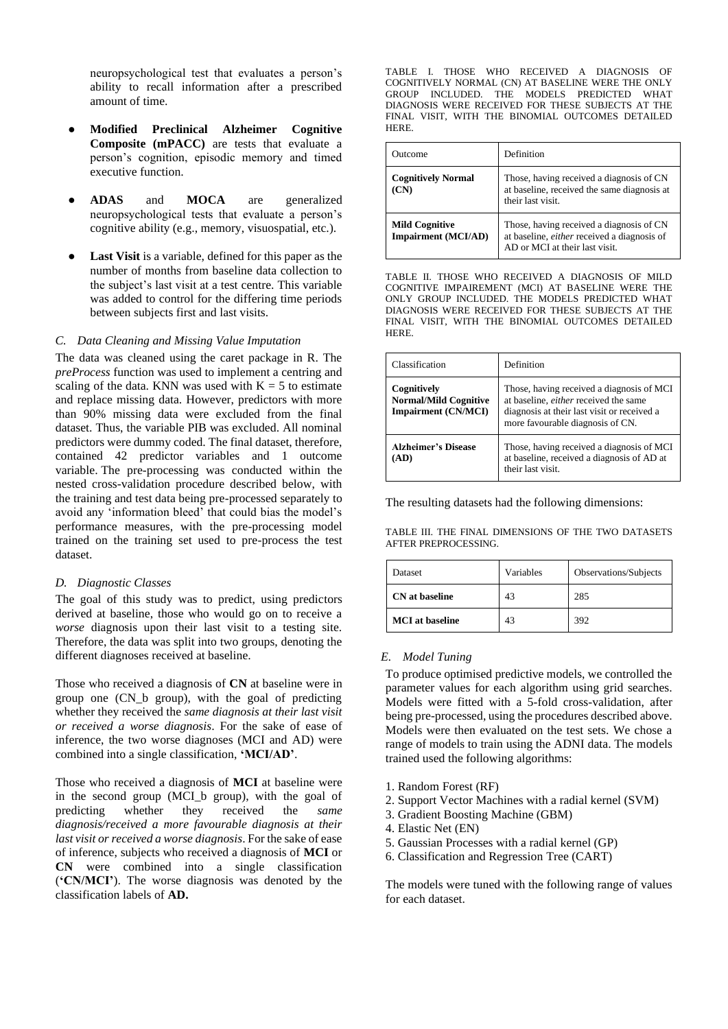neuropsychological test that evaluates a person's ability to recall information after a prescribed amount of time.

- **Modified Preclinical Alzheimer Cognitive Composite (mPACC)** are tests that evaluate a person's cognition, episodic memory and timed executive function.
- **ADAS** and **MOCA** are generalized neuropsychological tests that evaluate a person's cognitive ability (e.g., memory, visuospatial, etc.).
- **Last Visit** is a variable, defined for this paper as the number of months from baseline data collection to the subject's last visit at a test centre. This variable was added to control for the differing time periods between subjects first and last visits.

### *C. Data Cleaning and Missing Value Imputation*

The data was cleaned using the caret package in R. The *preProcess* function was used to implement a centring and scaling of the data. KNN was used with K = 5 to estimate and replace missing data. However, predictors with more than 90% missing data were excluded from the final dataset. Thus, the variable PIB was excluded. All nominal predictors were dummy coded. The final dataset, therefore, contained 42 predictor variables and 1 outcome variable. The pre-processing was conducted within the nested cross-validation procedure described below, with the training and test data being pre-processed separately to avoid any 'information bleed' that could bias the model's performance measures, with the pre-processing model trained on the training set used to pre-process the test dataset.

### *D. Diagnostic Classes*

The goal of this study was to predict, using predictors derived at baseline, those who would go on to receive a *worse* diagnosis upon their last visit to a testing site. Therefore, the data was split into two groups, denoting the different diagnoses received at baseline.

Those who received a diagnosis of **CN** at baseline were in group one (CN_b group), with the goal of predicting whether they received the *same diagnosis at their last visit or received a worse diagnosis*. For the sake of ease of inference, the two worse diagnoses (MCI and AD) were combined into a single classification, **'MCI/AD'**.

Those who received a diagnosis of **MCI** at baseline were in the second group (MCI_b group), with the goal of predicting whether they received the *same diagnosis/received a more favourable diagnosis at their last visit or received a worse diagnosis*. For the sake of ease of inference, subjects who received a diagnosis of **MCI** or **CN** were combined into a single classification (**'CN/MCI'**). The worse diagnosis was denoted by the classification labels of **AD.**

TABLE I. THOSE WHO RECEIVED A DIAGNOSIS OF COGNITIVELY NORMAL (CN) AT BASELINE WERE THE ONLY GROUP INCLUDED. THE MODELS PREDICTED WHAT DIAGNOSIS WERE RECEIVED FOR THESE SUBJECTS AT THE FINAL VISIT, WITH THE BINOMIAL OUTCOMES DETAILED HERE.

| Outcome | Definition |
| --- | --- |
| **Cognitively Normal (CN)** | Those, having received a diagnosis of CN at baseline, received the same diagnosis at their last visit. |
| **Mild Cognitive Impairment (MCI/AD)** | Those, having received a diagnosis of CN at baseline, received a diagnosis of *either* AD or MCI at their last visit. |

TABLE II. THOSE WHO RECEIVED A DIAGNOSIS OF MILD COGNITIVE IMPAIREMENT (MCI) AT BASELINE WERE THE ONLY GROUP INCLUDED. THE MODELS PREDICTED WHAT DIAGNOSIS WERE RECEIVED FOR THESE SUBJECTS AT THE FINAL VISIT, WITH THE BINOMIAL OUTCOMES DETAILED HERE.

| Classification | Definition |
| --- | --- |
| **Cognitively Normal/Mild Cognitive Impairment (CN/MCI)** | Those, having received a diagnosis of MCI at baseline, *either* received the same diagnosis at their last visit or received a more favourable diagnosis of CN. |
| **Alzheimer's Disease (AD)** | Those, having received a diagnosis of MCI at baseline, received a diagnosis of AD at their last visit. |

The resulting datasets had the following dimensions:

TABLE III. THE FINAL DIMENSIONS OF THE TWO DATASETS AFTER PREPROCESSING.

| Dataset | Variables | Observations/Subjects |
| --- | --- | --- |
| **CN at baseline** | 43 | 285 |
| **MCI at baseline** | 43 | 392 |

### *E. Model Tuning*

To produce optimised predictive models, we controlled the parameter values for each algorithm using grid searches. Models were fitted with a 5-fold cross-validation, after being pre-processed, using the procedures described above. Models were then evaluated on the test sets. We chose a range of models to train using the ADNI data. The models trained used the following algorithms:

1. Random Forest (RF)
2. Support Vector Machines with a radial kernel (SVM)
3. Gradient Boosting Machine (GBM)
4. Elastic Net (EN)
5. Gaussian Processes with a radial kernel (GP)
6. Classification and Regression Tree (CART)

The models were tuned with the following range of values for each dataset.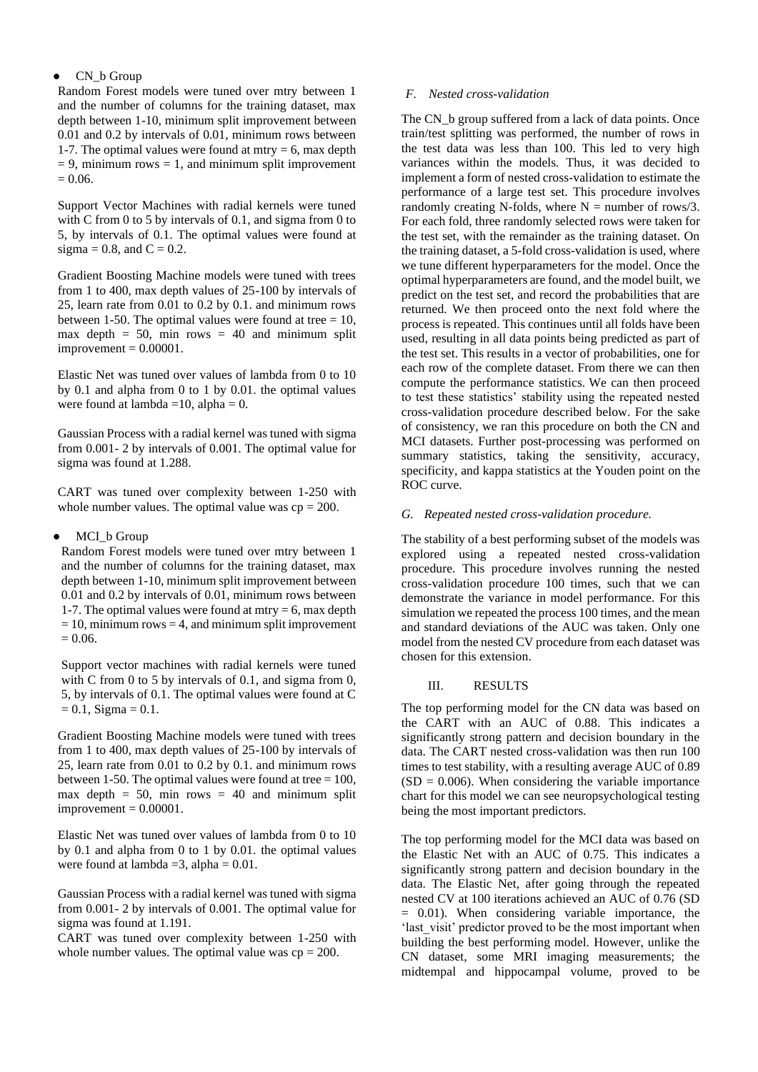- CN_b Group

Random Forest models were tuned over mtry between 1 and the number of columns for the training dataset, max depth between 1-10, minimum split improvement between 0.01 and 0.2 by intervals of 0.01, minimum rows between 1-7. The optimal values were found at mtry = 6, max depth = 9, minimum rows = 1, and minimum split improvement = 0.06.

Support Vector Machines with radial kernels were tuned with C from 0 to 5 by intervals of 0.1, and sigma from 0 to 5, by intervals of 0.1. The optimal values were found at sigma = 0.8, and C = 0.2.

Gradient Boosting Machine models were tuned with trees from 1 to 400, max depth values of 25-100 by intervals of 25, learn rate from 0.01 to 0.2 by 0.1. and minimum rows between 1-50. The optimal values were found at tree = 10, max depth = 50, min rows = 40 and minimum split improvement = 0.00001.

Elastic Net was tuned over values of lambda from 0 to 10 by 0.1 and alpha from 0 to 1 by 0.01. the optimal values were found at lambda =10, alpha = 0.

Gaussian Process with a radial kernel was tuned with sigma from 0.001- 2 by intervals of 0.001. The optimal value for sigma was found at 1.288.

CART was tuned over complexity between 1-250 with whole number values. The optimal value was cp = 200.

- MCI_b Group

Random Forest models were tuned over mtry between 1 and the number of columns for the training dataset, max depth between 1-10, minimum split improvement between 0.01 and 0.2 by intervals of 0.01, minimum rows between 1-7. The optimal values were found at mtry = 6, max depth = 10, minimum rows = 4, and minimum split improvement = 0.06.

Support vector machines with radial kernels were tuned with C from 0 to 5 by intervals of 0.1, and sigma from 0, 5, by intervals of 0.1. The optimal values were found at C = 0.1, Sigma = 0.1.

Gradient Boosting Machine models were tuned with trees from 1 to 400, max depth values of 25-100 by intervals of 25, learn rate from 0.01 to 0.2 by 0.1. and minimum rows between 1-50. The optimal values were found at tree = 100, max depth = 50, min rows = 40 and minimum split improvement = 0.00001.

Elastic Net was tuned over values of lambda from 0 to 10 by 0.1 and alpha from 0 to 1 by 0.01. the optimal values were found at lambda =3, alpha = 0.01.

Gaussian Process with a radial kernel was tuned with sigma from 0.001- 2 by intervals of 0.001. The optimal value for sigma was found at 1.191.

CART was tuned over complexity between 1-250 with whole number values. The optimal value was cp = 200.

### *F. Nested cross-validation*

The CN_b group suffered from a lack of data points. Once train/test splitting was performed, the number of rows in the test data was less than 100. This led to very high variances within the models. Thus, it was decided to implement a form of nested cross-validation to estimate the performance of a large test set. This procedure involves randomly creating N-folds, where N = number of rows/3. For each fold, three randomly selected rows were taken for the test set, with the remainder as the training dataset. On the training dataset, a 5-fold cross-validation is used, where we tune different hyperparameters for the model. Once the optimal hyperparameters are found, and the model built, we predict on the test set, and record the probabilities that are returned. We then proceed onto the next fold where the process is repeated. This continues until all folds have been used, resulting in all data points being predicted as part of the test set. This results in a vector of probabilities, one for each row of the complete dataset. From there we can then compute the performance statistics. We can then proceed to test these statistics' stability using the repeated nested cross-validation procedure described below. For the sake of consistency, we ran this procedure on both the CN and MCI datasets. Further post-processing was performed on summary statistics, taking the sensitivity, accuracy, specificity, and kappa statistics at the Youden point on the ROC curve.

### *G. Repeated nested cross-validation procedure.*

The stability of a best performing subset of the models was explored using a repeated nested cross-validation procedure. This procedure involves running the nested cross-validation procedure 100 times, such that we can demonstrate the variance in model performance. For this simulation we repeated the process 100 times, and the mean and standard deviations of the AUC was taken. Only one model from the nested CV procedure from each dataset was chosen for this extension.

## III. RESULTS

The top performing model for the CN data was based on the CART with an AUC of 0.88. This indicates a significantly strong pattern and decision boundary in the data. The CART nested cross-validation was then run 100 times to test stability, with a resulting average AUC of 0.89 (SD = 0.006). When considering the variable importance chart for this model we can see neuropsychological testing being the most important predictors.

The top performing model for the MCI data was based on the Elastic Net with an AUC of 0.75. This indicates a significantly strong pattern and decision boundary in the data. The Elastic Net, after going through the repeated nested CV at 100 iterations achieved an AUC of 0.76 (SD = 0.01). When considering variable importance, the 'last_visit' predictor proved to be the most important when building the best performing model. However, unlike the CN dataset, some MRI imaging measurements; the midtempal and hippocampal volume, proved to be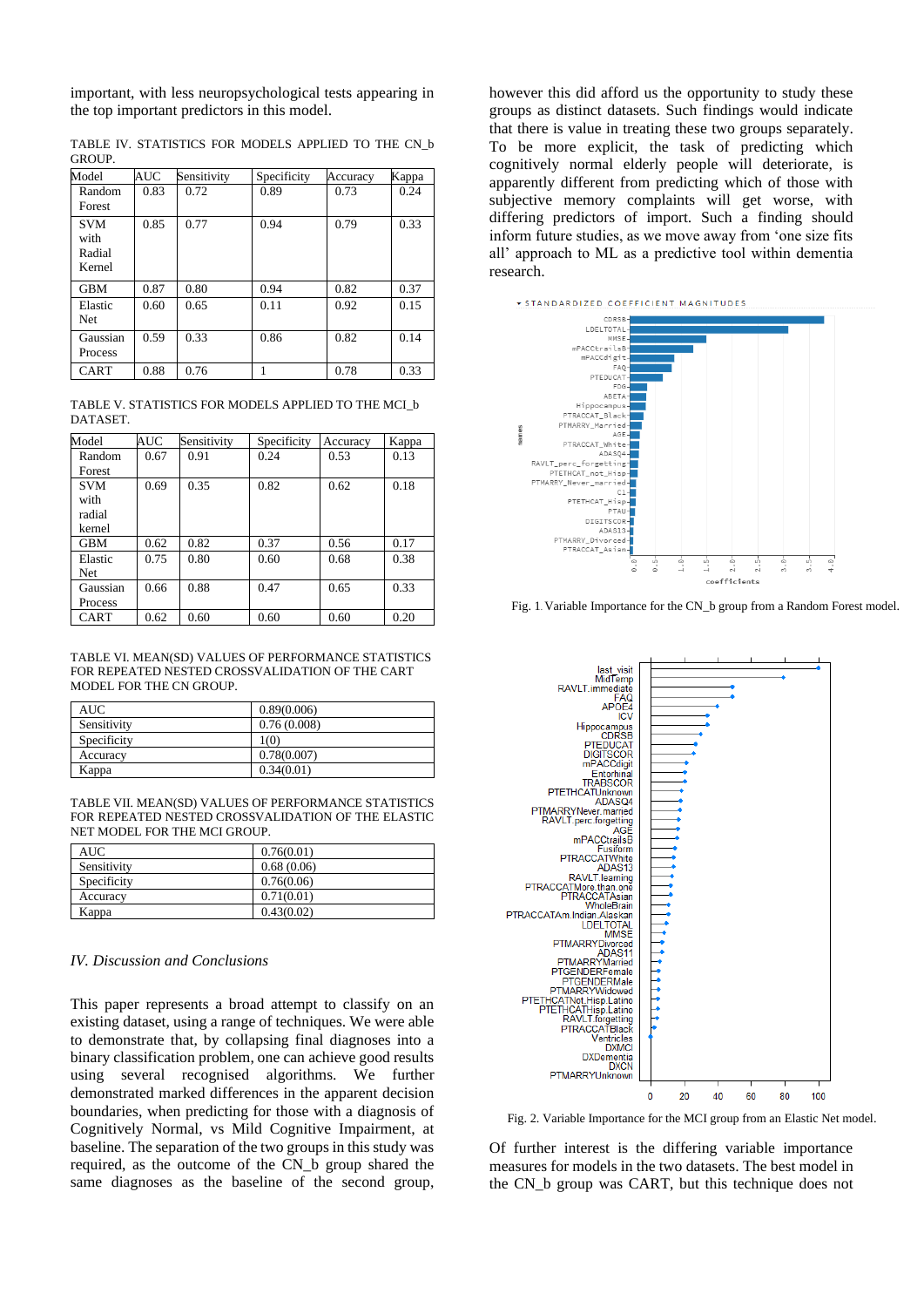important, with less neuropsychological tests appearing in the top important predictors in this model.

TABLE IV. STATISTICS FOR MODELS APPLIED TO THE CN_b GROUP.

| Model | AUC | Sensitivity | Specificity | Accuracy | Kappa |
|---|---|---|---|---|---|
| Random Forest | 0.83 | 0.72 | 0.89 | 0.73 | 0.24 |
| SVM with Radial Kernel | 0.85 | 0.77 | 0.94 | 0.79 | 0.33 |
| GBM | 0.87 | 0.80 | 0.94 | 0.82 | 0.37 |
| Elastic Net | 0.60 | 0.65 | 0.11 | 0.92 | 0.15 |
| Gaussian Process | 0.59 | 0.33 | 0.86 | 0.82 | 0.14 |
| CART | 0.88 | 0.76 | 1 | 0.78 | 0.33 |

TABLE V. STATISTICS FOR MODELS APPLIED TO THE MCI_b DATASET.

| Model | AUC | Sensitivity | Specificity | Accuracy | Kappa |
|---|---|---|---|---|---|
| Random Forest | 0.67 | 0.91 | 0.24 | 0.53 | 0.13 |
| SVM with radial kernel | 0.69 | 0.35 | 0.82 | 0.62 | 0.18 |
| GBM | 0.62 | 0.82 | 0.37 | 0.56 | 0.17 |
| Elastic Net | 0.75 | 0.80 | 0.60 | 0.68 | 0.38 |
| Gaussian Process | 0.66 | 0.88 | 0.47 | 0.65 | 0.33 |
| CART | 0.62 | 0.60 | 0.60 | 0.60 | 0.20 |

TABLE VI. MEAN(SD) VALUES OF PERFORMANCE STATISTICS FOR REPEATED NESTED CROSSVALIDATION OF THE CART MODEL FOR THE CN GROUP.

| | |
|---|---|
| AUC | 0.89(0.006) |
| Sensitivity | 0.76 (0.008) |
| Specificity | 1(0) |
| Accuracy | 0.78(0.007) |
| Kappa | 0.34(0.01) |

TABLE VII. MEAN(SD) VALUES OF PERFORMANCE STATISTICS FOR REPEATED NESTED CROSSVALIDATION OF THE ELASTIC NET MODEL FOR THE MCI GROUP.

| | |
|---|---|
| AUC | 0.76(0.01) |
| Sensitivity | 0.68 (0.06) |
| Specificity | 0.76(0.06) |
| Accuracy | 0.71(0.01) |
| Kappa | 0.43(0.02) |

## *IV. Discussion and Conclusions*

This paper represents a broad attempt to classify on an existing dataset, using a range of techniques. We were able to demonstrate that, by collapsing final diagnoses into a binary classification problem, one can achieve good results using several recognised algorithms. We further demonstrated marked differences in the apparent decision boundaries, when predicting for those with a diagnosis of Cognitively Normal, vs Mild Cognitive Impairment, at baseline. The separation of the two groups in this study was required, as the outcome of the CN_b group shared the same diagnoses as the baseline of the second group, however this did afford us the opportunity to study these groups as distinct datasets. Such findings would indicate that there is value in treating these two groups separately. To be more explicit, the task of predicting which cognitively normal elderly people will deteriorate, is apparently different from predicting which of those with subjective memory complaints will get worse, with differing predictors of import. Such a finding should inform future studies, as we move away from 'one size fits all' approach to ML as a predictive tool within dementia research.

Fig. 1. Variable Importance for the CN_b group from a Random Forest model.

Fig. 2. Variable Importance for the MCI group from an Elastic Net model.

Of further interest is the differing variable importance measures for models in the two datasets. The best model in the CN_b group was CART, but this technique does not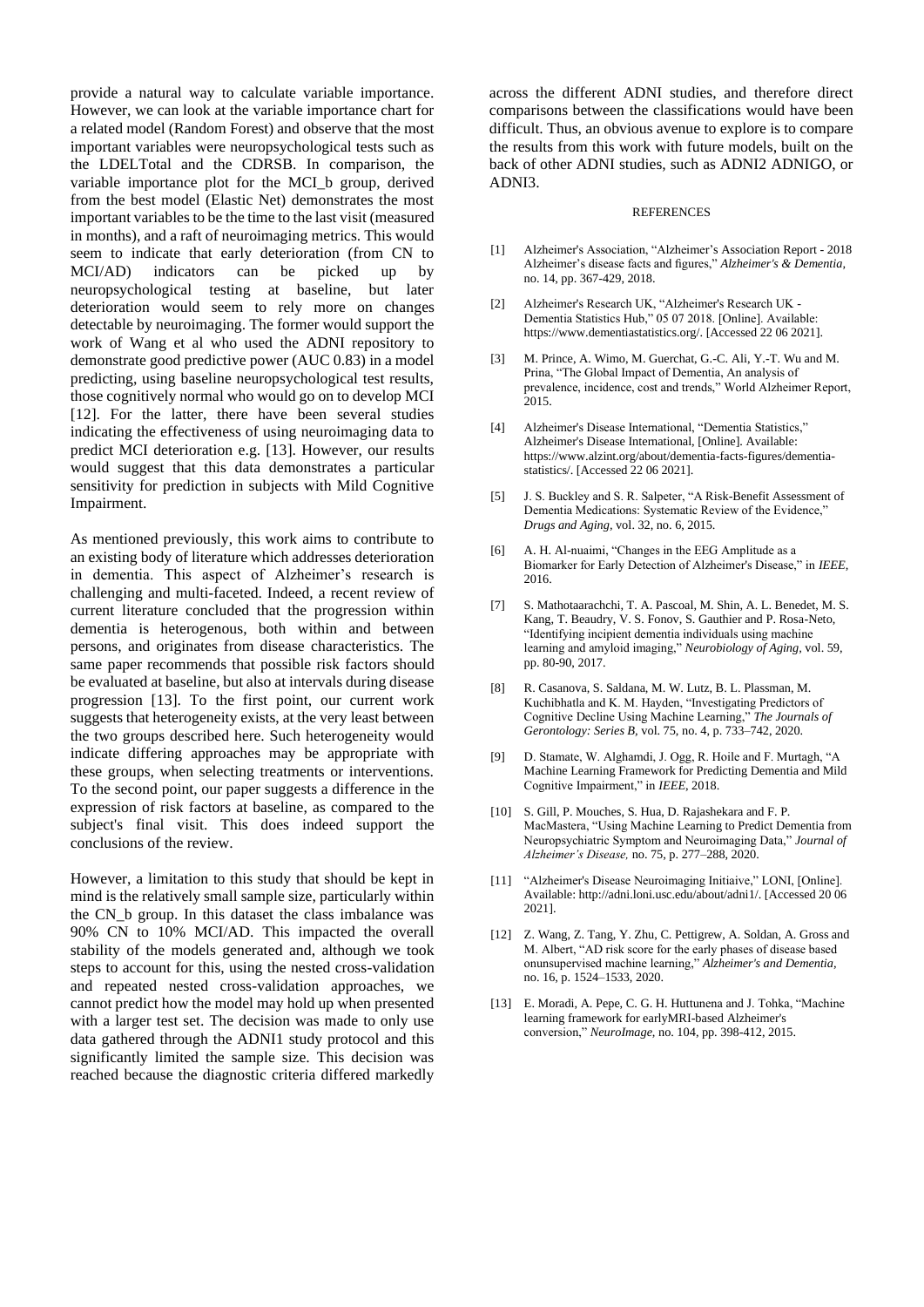provide a natural way to calculate variable importance. However, we can look at the variable importance chart for a related model (Random Forest) and observe that the most important variables were neuropsychological tests such as the LDELTotal and the CDRSB. In comparison, the variable importance plot for the MCI_b group, derived from the best model (Elastic Net) demonstrates the most important variables to be the time to the last visit (measured in months), and a raft of neuroimaging metrics. This would seem to indicate that early deterioration (from CN to MCI/AD) indicators can be picked up by neuropsychological testing at baseline, but later deterioration would seem to rely more on changes detectable by neuroimaging. The former would support the work of Wang et al who used the ADNI repository to demonstrate good predictive power (AUC 0.83) in a model predicting, using baseline neuropsychological test results, those cognitively normal who would go on to develop MCI [12]. For the latter, there have been several studies indicating the effectiveness of using neuroimaging data to predict MCI deterioration e.g. [13]. However, our results would suggest that this data demonstrates a particular sensitivity for prediction in subjects with Mild Cognitive Impairment.

As mentioned previously, this work aims to contribute to an existing body of literature which addresses deterioration in dementia. This aspect of Alzheimer's research is challenging and multi-faceted. Indeed, a recent review of current literature concluded that the progression within dementia is heterogenous, both within and between persons, and originates from disease characteristics. The same paper recommends that possible risk factors should be evaluated at baseline, but also at intervals during disease progression [13]. To the first point, our current work suggests that heterogeneity exists, at the very least between the two groups described here. Such heterogeneity would indicate differing approaches may be appropriate with these groups, when selecting treatments or interventions. To the second point, our paper suggests a difference in the expression of risk factors at baseline, as compared to the subject's final visit. This does indeed support the conclusions of the review.

However, a limitation to this study that should be kept in mind is the relatively small sample size, particularly within the CN_b group. In this dataset the class imbalance was 90% CN to 10% MCI/AD. This impacted the overall stability of the models generated and, although we took steps to account for this, using the nested cross-validation and repeated nested cross-validation approaches, we cannot predict how the model may hold up when presented with a larger test set. The decision was made to only use data gathered through the ADNI1 study protocol and this significantly limited the sample size. This decision was reached because the diagnostic criteria differed markedly across the different ADNI studies, and therefore direct comparisons between the classifications would have been difficult. Thus, an obvious avenue to explore is to compare the results from this work with future models, built on the back of other ADNI studies, such as ADNI2 ADNIGO, or ADNI3.

## REFERENCES

[1] Alzheimer's Association, "Alzheimer's Association Report - 2018 Alzheimer's disease facts and figures," *Alzheimer's & Dementia*, no. 14, pp. 367-429, 2018.

[2] Alzheimer's Research UK, "Alzheimer's Research UK - Dementia Statistics Hub," 05 07 2018. [Online]. Available: https://www.dementiastatistics.org/. [Accessed 22 06 2021].

[3] M. Prince, A. Wimo, M. Guerchat, G.-C. Ali, Y.-T. Wu and M. Prina, "The Global Impact of Dementia, An analysis of prevalence, incidence, cost and trends," World Alzheimer Report, 2015.

[4] Alzheimer's Disease International, "Dementia Statistics," Alzheimer's Disease International, [Online]. Available: https://www.alzint.org/about/dementia-facts-figures/dementia-statistics/. [Accessed 22 06 2021].

[5] J. S. Buckley and S. R. Salpeter, "A Risk-Benefit Assessment of Dementia Medications: Systematic Review of the Evidence," *Drugs and Aging*, vol. 32, no. 6, 2015.

[6] A. H. Al-nuaimi, "Changes in the EEG Amplitude as a Biomarker for Early Detection of Alzheimer's Disease," in *IEEE*, 2016.

[7] S. Mathotaarachchi, T. A. Pascoal, M. Shin, A. L. Benedet, M. S. Kang, T. Beaudry, V. S. Fonov, S. Gauthier and P. Rosa-Neto, "Identifying incipient dementia individuals using machine learning and amyloid imaging," *Neurobiology of Aging*, vol. 59, pp. 80-90, 2017.

[8] R. Casanova, S. Saldana, M. W. Lutz, B. L. Plassman, M. Kuchibhatla and K. M. Hayden, "Investigating Predictors of Cognitive Decline Using Machine Learning," *The Journals of Gerontology: Series B*, vol. 75, no. 4, p. 733–742, 2020.

[9] D. Stamate, W. Alghamdi, J. Ogg, R. Hoile and F. Murtagh, "A Machine Learning Framework for Predicting Dementia and Mild Cognitive Impairment," in *IEEE*, 2018.

[10] S. Gill, P. Mouches, S. Hua, D. Rajashekara and F. P. MacMastera, "Using Machine Learning to Predict Dementia from Neuropsychiatric Symptom and Neuroimaging Data," *Journal of Alzheimer's Disease*, no. 75, p. 277–288, 2020.

[11] "Alzheimer's Disease Neuroimaging Initiaive," LONI, [Online]. Available: http://adni.loni.usc.edu/about/adni1/. [Accessed 20 06 2021].

[12] Z. Wang, Z. Tang, Y. Zhu, C. Pettigrew, A. Soldan, A. Gross and M. Albert, "AD risk score for the early phases of disease based onunsupervised machine learning," *Alzheimer's and Dementia*, no. 16, p. 1524–1533, 2020.

[13] E. Moradi, A. Pepe, C. G. H. Huttunena and J. Tohka, "Machine learning framework for earlyMRI-based Alzheimer's conversion," *NeuroImage*, no. 104, pp. 398-412, 2015.